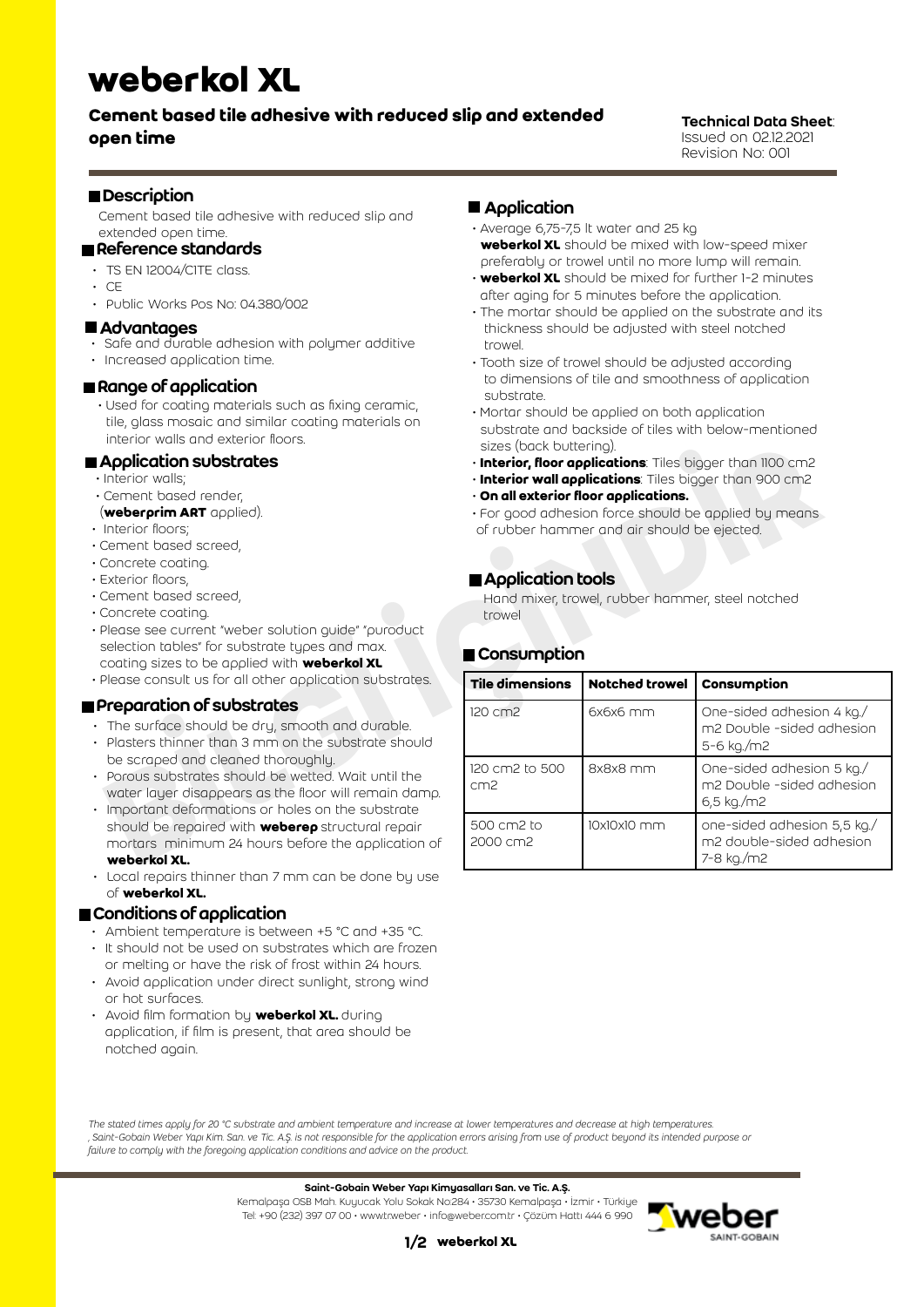# weberkol XL

## Cement based tile adhesive with reduced slip and extended open time

**Technical Data Sheet**:
Issued on 02.12.2021
Revision No: 001

## Description

Cement based tile adhesive with reduced slip and extended open time.

## Reference standards

- TS EN 12004/C1TE class.
- CE
- Public Works Pos No: 04.380/002

## Advantages

- Safe and durable adhesion with polymer additive
- Increased application time.

## Range of application

- Used for coating materials such as fixing ceramic, tile, glass mosaic and similar coating materials on interior walls and exterior floors.

## Application substrates

- Interior walls;
- Cement based render, (**weberprim ART** applied).
- Interior floors;
- Cement based screed,
- Concrete coating.
- Exterior floors,
- Cement based screed,
- Concrete coating.
- Please see current "weber solution guide" "puroduct selection tables" for substrate types and max. coating sizes to be applied with **weberkol XL**
- Please consult us for all other application substrates.

## Preparation of substrates

- The surface should be dry, smooth and durable.
- Plasters thinner than 3 mm on the substrate should be scraped and cleaned thoroughly.
- Porous substrates should be wetted. Wait until the water layer disappears as the floor will remain damp.
- Important deformations or holes on the substrate should be repaired with **weberep** structural repair mortars minimum 24 hours before the application of **weberkol XL.**
- Local repairs thinner than 7 mm can be done by use of **weberkol XL.**

## Conditions of application

- Ambient temperature is between +5 °C and +35 °C.
- It should not be used on substrates which are frozen or melting or have the risk of frost within 24 hours.
- Avoid application under direct sunlight, strong wind or hot surfaces.
- Avoid film formation by **weberkol XL.** during application, if film is present, that area should be notched again.

## Application

- Average 6,75-7,5 lt water and 25 kg **weberkol XL** should be mixed with low-speed mixer preferably or trowel until no more lump will remain.
- **weberkol XL** should be mixed for further 1-2 minutes after aging for 5 minutes before the application.
- The mortar should be applied on the substrate and its thickness should be adjusted with steel notched trowel.
- Tooth size of trowel should be adjusted according to dimensions of tile and smoothness of application substrate.
- Mortar should be applied on both application substrate and backside of tiles with below-mentioned sizes (back buttering).
- **Interior, floor applications**: Tiles bigger than 1100 cm2
- **Interior wall applications**: Tiles bigger than 900 cm2
- **On all exterior floor applications.**
- For good adhesion force should be applied by means of rubber hammer and air should be ejected.

## Application tools

Hand mixer, trowel, rubber hammer, steel notched trowel

## Consumption

| Tile dimensions | Notched trowel | Consumption |
|---|---|---|
| 120 cm2 | 6x6x6 mm | One-sided adhesion 4 kg./m2 Double -sided adhesion 5-6 kg./m2 |
| 120 cm2 to 500 cm2 | 8x8x8 mm | One-sided adhesion 5 kg./m2 Double -sided adhesion 6,5 kg./m2 |
| 500 cm2 to 2000 cm2 | 10x10x10 mm | one-sided adhesion 5,5 kg./m2 double-sided adhesion 7-8 kg./m2 |

*The stated times apply for 20 °C substrate and ambient temperature and increase at lower temperatures and decrease at high temperatures.*
*, Saint-Gobain Weber Yapı Kim. San. ve Tic. A.Ş. is not responsible for the application errors arising from use of product beyond its intended purpose or failure to comply with the foregoing application conditions and advice on the product.*

**Saint-Gobain Weber Yapı Kimyasalları San. ve Tic. A.Ş.**
Kemalpaşa OSB Mah. Kuyucak Yolu Sokak No:284 • 35730 Kemalpaşa • İzmir • Türkiye
Tel: +90 (232) 397 07 00 • www.tr.weber • info@weber.com.tr • Çözüm Hattı 444 6 990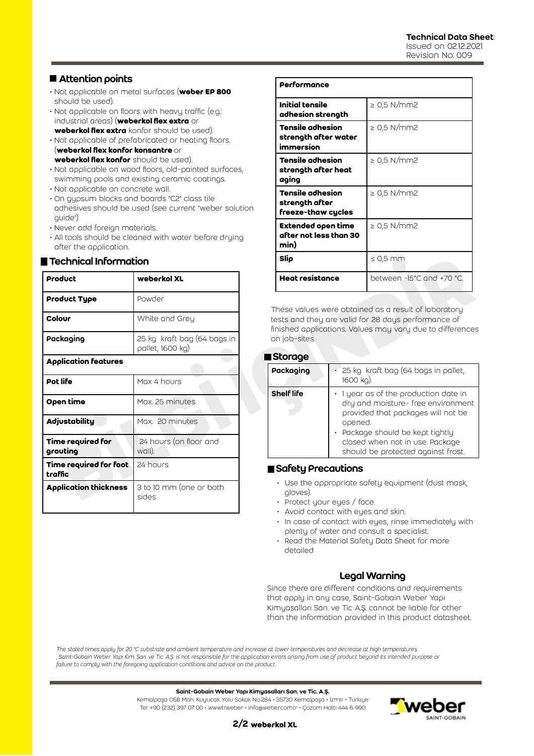**Technical Data Sheet**:
Issued on 02.12.2021
Revision No: 009

## Attention points

- Not applicable on metal surfaces (**weber EP 800** should be used).
- Not applicable on floors with heavy traffic (e.g.: industrial areas) (**weberkol flex extra** or **weberkol flex extra** konfor should be used).
- Not applicable of prefabricated or heating floors. (**weberkol flex konfor konsantre** or **weberkol flex konfor** should be used).
- Not applicable on wood floors, old-painted surfaces, swimming pools and existing ceramic coatings.
- Not applicable on concrete wall.
- On gypsum blocks and boards "C2" class tile adhesives should be used (see current "weber solution guide")
- Never add foreign materials.
- All tools should be cleaned with water before drying after the application.

## Technical Information

| **Product** | **weberkol XL** |
|---|---|
| **Product Type** | Powder |
| **Colour** | White and Grey |
| **Packaging** | 25 kg kraft bag (64 bags in pallet, 1600 kg) |
| **Application features** | |
| **Pot life** | Max 4 hours |
| **Open time** | Max. 25 minutes |
| **Adjustability** | Max. 20 minutes |
| **Time required for grouting** | 24 hours (on floor and wall). |
| **Time required for foot traffic** | 24 hours |
| **Application thickness** | 3 to 10 mm (one or both sides |

| **Performance** | |
|---|---|
| **Initial tensile adhesion strength** | ≥ 0,5 N/mm2 |
| **Tensile adhesion strength after water immersion** | ≥ 0,5 N/mm2 |
| **Tensile adhesion strength after heat aging** | ≥ 0,5 N/mm2 |
| **Tensile adhesion strength after freeze-thaw cycles** | ≥ 0,5 N/mm2 |
| **Extended open time after not less than 30 min)** | ≥ 0,5 N/mm2 |
| **Slip** | ≤ 0,5 mm |
| **Heat resistance** | between -15°C and +70 °C. |

These values were obtained as a result of laboratory tests and they are valid for 28 days performance of finished applications. Values may vary due to differences on job-sites.

## Storage

| **Packaging** | • 25 kg kraft bag (64 bags in pallet, 1600 kg). |
|---|---|
| **Shelf life** | • 1 year as of the production date in dry and moisture- free environment provided that packages will not be opened. • Package should be kept tightly closed when not in use. Package should be protected against frost. |

## Safety Precautions

- Use the appropriate safety equipment (dust mask, gloves).
- Protect your eyes / face.
- Avoid contact with eyes and skin.
- In case of contact with eyes, rinse immediately with plenty of water and consult a specialist.
- Read the Material Safety Data Sheet for more detailed

## Legal Warning

Since there are different conditions and requirements that apply in any case, Saint-Gobain Weber Yapı Kimyasalları San. ve Tic A.Ş. cannot be liable for other than the information provided in this product datasheet.

*The stated times apply for 20 °C substrate and ambient temperature and increase at lower temperatures and decrease at high temperatures.*
*, Saint-Gobain Weber Yapı Kim. San. ve Tic. A.Ş. is not responsible for the application errors arising from use of product beyond its intended purpose or failure to comply with the foregoing application conditions and advice on the product.*

**Saint-Gobain Weber Yapı Kimyasalları San. ve Tic. A.Ş.**
Kemalpaşa OSB Mah. Kuyucak Yolu Sokak No:284 • 35730 Kemalpaşa • İzmir • Türkiye
Tel: +90 (232) 397 07 00 • www.tr.weber • info@weber.com.tr • Çözüm Hattı 444 6 990